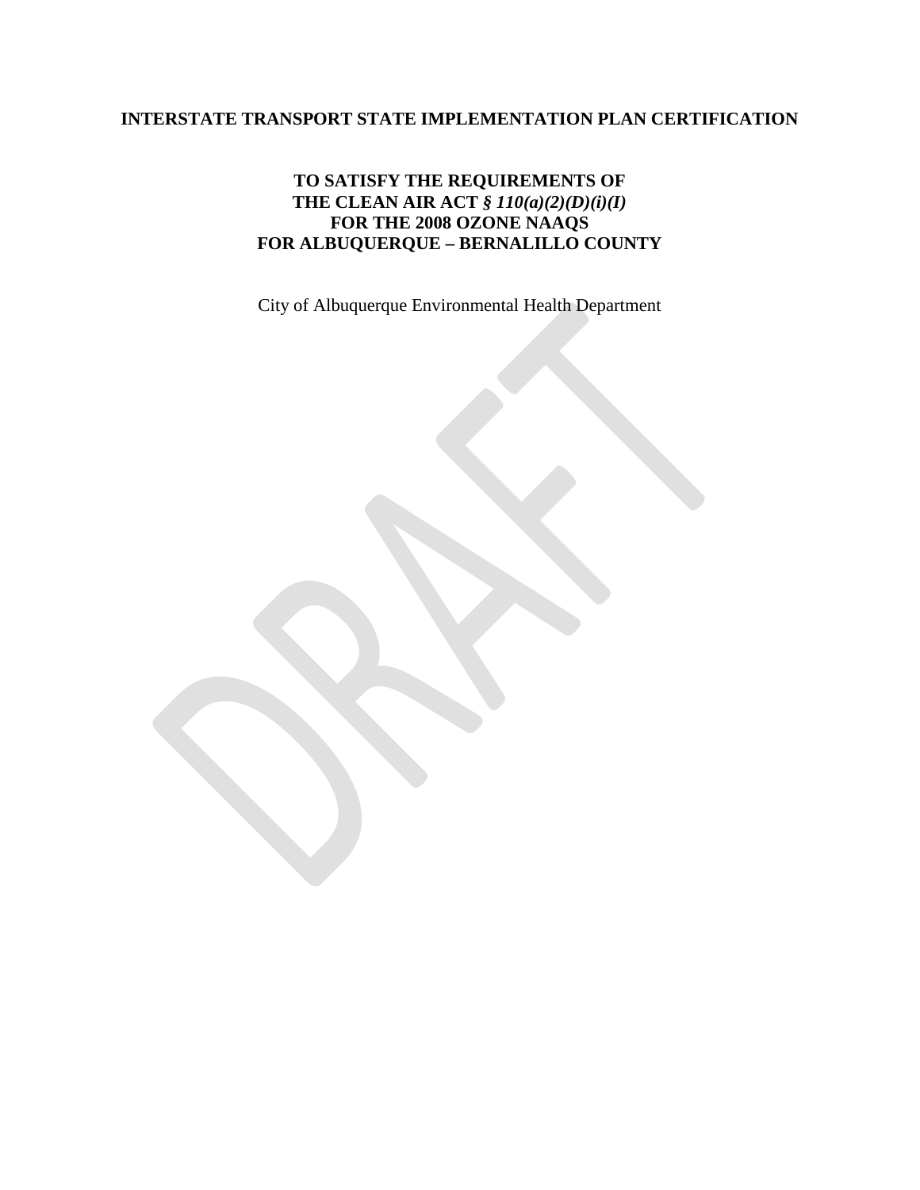# INTERSTATE TRANSPORT STATE IMPLEMENTATION PLAN CERTIFICATION

## TO SATISFY THE REQUIREMENTS OF THE CLEAN AIR ACT *§ 110(a)(2)(D)(i)(I)* FOR THE 2008 OZONE NAAQS FOR ALBUQUERQUE – BERNALILLO COUNTY

City of Albuquerque Environmental Health Department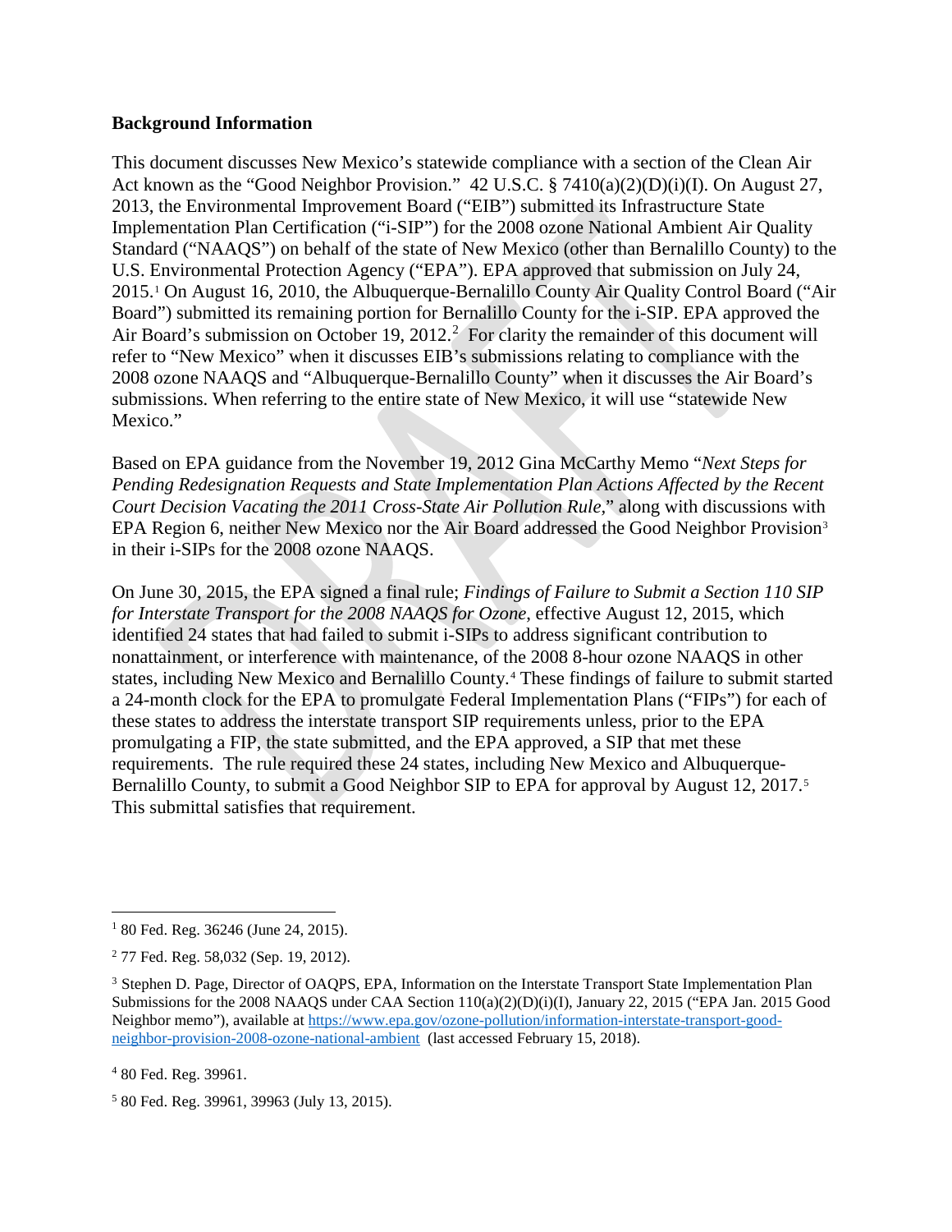**Background Information**

This document discusses New Mexico's statewide compliance with a section of the Clean Air Act known as the "Good Neighbor Provision." 42 U.S.C. § 7410(a)(2)(D)(i)(I). On August 27, 2013, the Environmental Improvement Board ("EIB") submitted its Infrastructure State Implementation Plan Certification ("i-SIP") for the 2008 ozone National Ambient Air Quality Standard ("NAAQS") on behalf of the state of New Mexico (other than Bernalillo County) to the U.S. Environmental Protection Agency ("EPA"). EPA approved that submission on July 24, 2015.[1] On August 16, 2010, the Albuquerque-Bernalillo County Air Quality Control Board ("Air Board") submitted its remaining portion for Bernalillo County for the i-SIP. EPA approved the Air Board's submission on October 19, 2012.[2] For clarity the remainder of this document will refer to "New Mexico" when it discusses EIB's submissions relating to compliance with the 2008 ozone NAAQS and "Albuquerque-Bernalillo County" when it discusses the Air Board's submissions. When referring to the entire state of New Mexico, it will use "statewide New Mexico."

Based on EPA guidance from the November 19, 2012 Gina McCarthy Memo "*Next Steps for Pending Redesignation Requests and State Implementation Plan Actions Affected by the Recent Court Decision Vacating the 2011 Cross-State Air Pollution Rule*," along with discussions with EPA Region 6, neither New Mexico nor the Air Board addressed the Good Neighbor Provision[3] in their i-SIPs for the 2008 ozone NAAQS.

On June 30, 2015, the EPA signed a final rule; *Findings of Failure to Submit a Section 110 SIP for Interstate Transport for the 2008 NAAQS for Ozone*, effective August 12, 2015, which identified 24 states that had failed to submit i-SIPs to address significant contribution to nonattainment, or interference with maintenance, of the 2008 8-hour ozone NAAQS in other states, including New Mexico and Bernalillo County.[4] These findings of failure to submit started a 24-month clock for the EPA to promulgate Federal Implementation Plans ("FIPs") for each of these states to address the interstate transport SIP requirements unless, prior to the EPA promulgating a FIP, the state submitted, and the EPA approved, a SIP that met these requirements. The rule required these 24 states, including New Mexico and Albuquerque-Bernalillo County, to submit a Good Neighbor SIP to EPA for approval by August 12, 2017.[5] This submittal satisfies that requirement.

---

[1] 80 Fed. Reg. 36246 (June 24, 2015).

[2] 77 Fed. Reg. 58,032 (Sep. 19, 2012).

[3] Stephen D. Page, Director of OAQPS, EPA, Information on the Interstate Transport State Implementation Plan Submissions for the 2008 NAAQS under CAA Section 110(a)(2)(D)(i)(I), January 22, 2015 ("EPA Jan. 2015 Good Neighbor memo"), available at https://www.epa.gov/ozone-pollution/information-interstate-transport-good-neighbor-provision-2008-ozone-national-ambient (last accessed February 15, 2018).

[4] 80 Fed. Reg. 39961.

[5] 80 Fed. Reg. 39961, 39963 (July 13, 2015).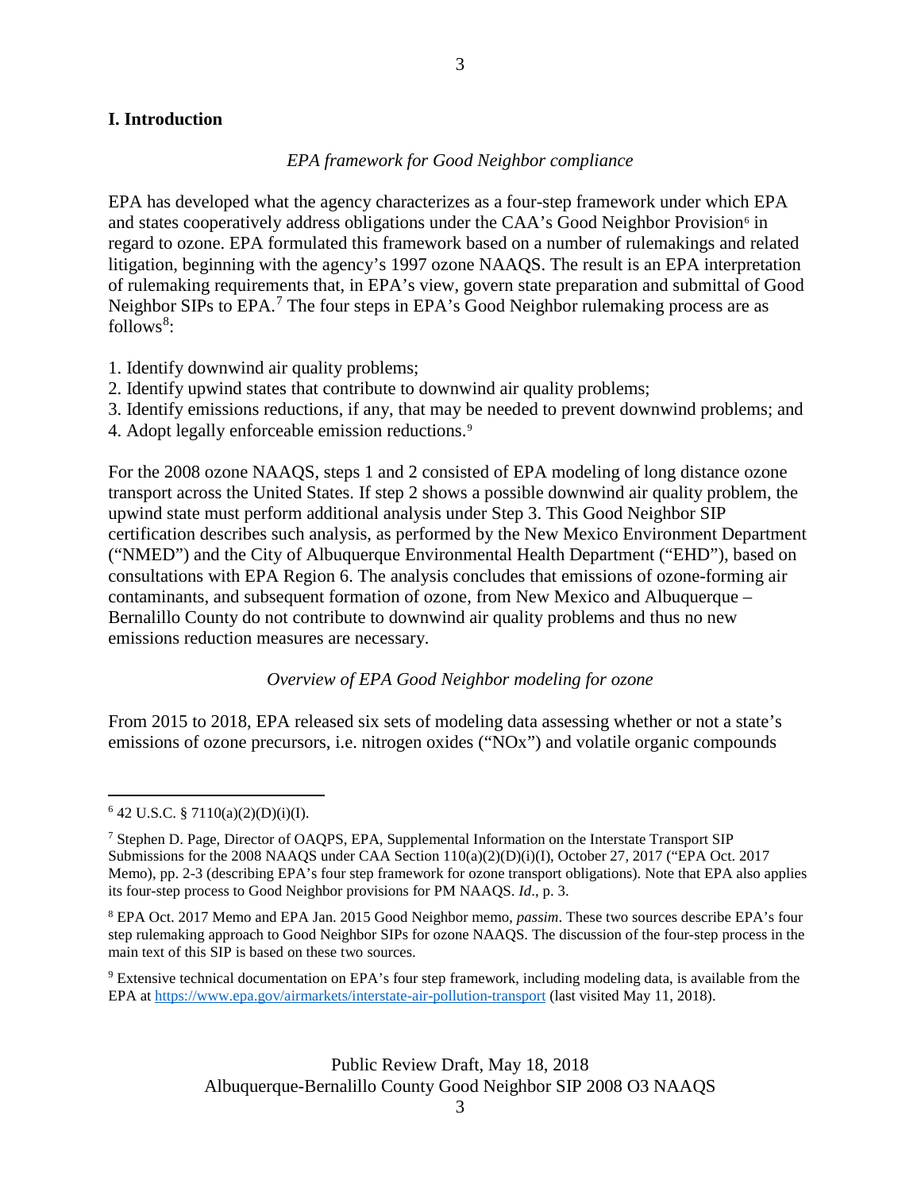## I. Introduction

*EPA framework for Good Neighbor compliance*

EPA has developed what the agency characterizes as a four-step framework under which EPA and states cooperatively address obligations under the CAA's Good Neighbor Provision[6] in regard to ozone. EPA formulated this framework based on a number of rulemakings and related litigation, beginning with the agency's 1997 ozone NAAQS. The result is an EPA interpretation of rulemaking requirements that, in EPA's view, govern state preparation and submittal of Good Neighbor SIPs to EPA.[7] The four steps in EPA's Good Neighbor rulemaking process are as follows[8]:

1. Identify downwind air quality problems;
2. Identify upwind states that contribute to downwind air quality problems;
3. Identify emissions reductions, if any, that may be needed to prevent downwind problems; and
4. Adopt legally enforceable emission reductions.[9]

For the 2008 ozone NAAQS, steps 1 and 2 consisted of EPA modeling of long distance ozone transport across the United States. If step 2 shows a possible downwind air quality problem, the upwind state must perform additional analysis under Step 3. This Good Neighbor SIP certification describes such analysis, as performed by the New Mexico Environment Department ("NMED") and the City of Albuquerque Environmental Health Department ("EHD"), based on consultations with EPA Region 6. The analysis concludes that emissions of ozone-forming air contaminants, and subsequent formation of ozone, from New Mexico and Albuquerque – Bernalillo County do not contribute to downwind air quality problems and thus no new emissions reduction measures are necessary.

*Overview of EPA Good Neighbor modeling for ozone*

From 2015 to 2018, EPA released six sets of modeling data assessing whether or not a state's emissions of ozone precursors, i.e. nitrogen oxides ("NOx") and volatile organic compounds

---

[6] 42 U.S.C. § 7110(a)(2)(D)(i)(I).

[7] Stephen D. Page, Director of OAQPS, EPA, Supplemental Information on the Interstate Transport SIP Submissions for the 2008 NAAQS under CAA Section 110(a)(2)(D)(i)(I), October 27, 2017 ("EPA Oct. 2017 Memo), pp. 2-3 (describing EPA's four step framework for ozone transport obligations). Note that EPA also applies its four-step process to Good Neighbor provisions for PM NAAQS. *Id*., p. 3.

[8] EPA Oct. 2017 Memo and EPA Jan. 2015 Good Neighbor memo, *passim*. These two sources describe EPA's four step rulemaking approach to Good Neighbor SIPs for ozone NAAQS. The discussion of the four-step process in the main text of this SIP is based on these two sources.

[9] Extensive technical documentation on EPA's four step framework, including modeling data, is available from the EPA at https://www.epa.gov/airmarkets/interstate-air-pollution-transport (last visited May 11, 2018).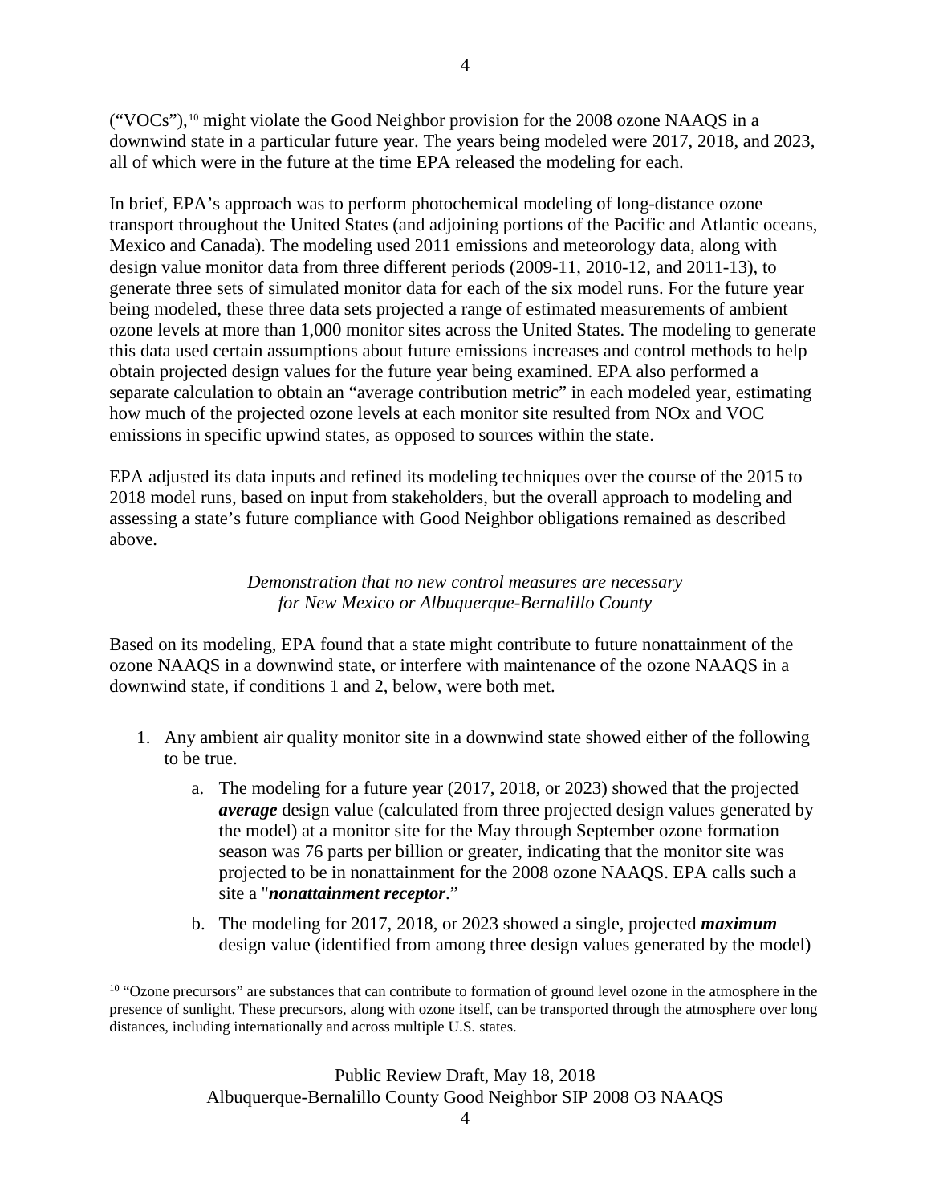("VOCs"),[10] might violate the Good Neighbor provision for the 2008 ozone NAAQS in a downwind state in a particular future year. The years being modeled were 2017, 2018, and 2023, all of which were in the future at the time EPA released the modeling for each.

In brief, EPA's approach was to perform photochemical modeling of long-distance ozone transport throughout the United States (and adjoining portions of the Pacific and Atlantic oceans, Mexico and Canada). The modeling used 2011 emissions and meteorology data, along with design value monitor data from three different periods (2009-11, 2010-12, and 2011-13), to generate three sets of simulated monitor data for each of the six model runs. For the future year being modeled, these three data sets projected a range of estimated measurements of ambient ozone levels at more than 1,000 monitor sites across the United States. The modeling to generate this data used certain assumptions about future emissions increases and control methods to help obtain projected design values for the future year being examined. EPA also performed a separate calculation to obtain an "average contribution metric" in each modeled year, estimating how much of the projected ozone levels at each monitor site resulted from NOx and VOC emissions in specific upwind states, as opposed to sources within the state.

EPA adjusted its data inputs and refined its modeling techniques over the course of the 2015 to 2018 model runs, based on input from stakeholders, but the overall approach to modeling and assessing a state's future compliance with Good Neighbor obligations remained as described above.

*Demonstration that no new control measures are necessary for New Mexico or Albuquerque-Bernalillo County*

Based on its modeling, EPA found that a state might contribute to future nonattainment of the ozone NAAQS in a downwind state, or interfere with maintenance of the ozone NAAQS in a downwind state, if conditions 1 and 2, below, were both met.

1. Any ambient air quality monitor site in a downwind state showed either of the following to be true.
   a. The modeling for a future year (2017, 2018, or 2023) showed that the projected ***average*** design value (calculated from three projected design values generated by the model) at a monitor site for the May through September ozone formation season was 76 parts per billion or greater, indicating that the monitor site was projected to be in nonattainment for the 2008 ozone NAAQS. EPA calls such a site a "***nonattainment receptor***."
   b. The modeling for 2017, 2018, or 2023 showed a single, projected ***maximum*** design value (identified from among three design values generated by the model)

[10] "Ozone precursors" are substances that can contribute to formation of ground level ozone in the atmosphere in the presence of sunlight. These precursors, along with ozone itself, can be transported through the atmosphere over long distances, including internationally and across multiple U.S. states.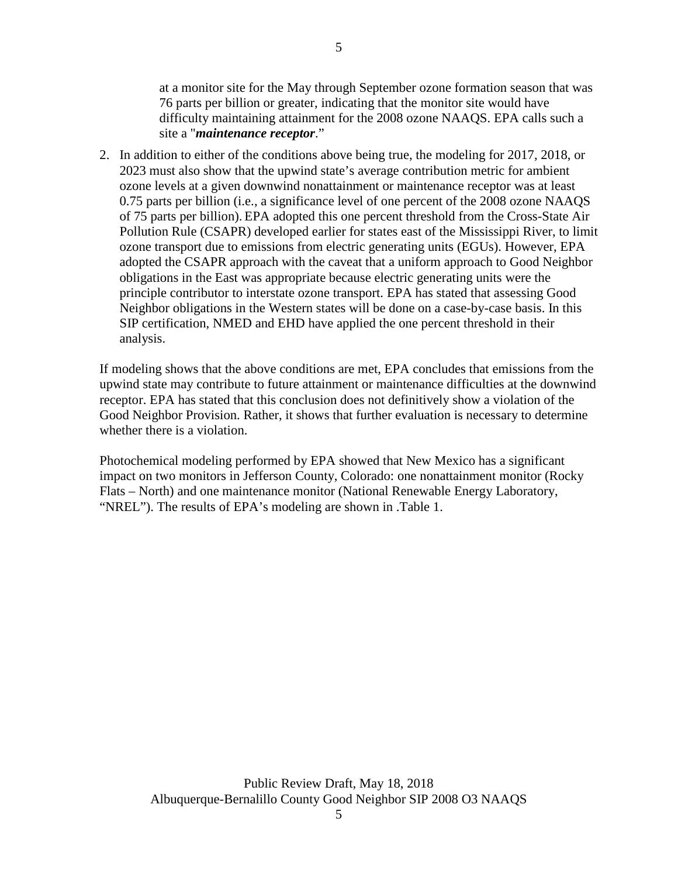at a monitor site for the May through September ozone formation season that was 76 parts per billion or greater, indicating that the monitor site would have difficulty maintaining attainment for the 2008 ozone NAAQS. EPA calls such a site a "***maintenance receptor***."

2. In addition to either of the conditions above being true, the modeling for 2017, 2018, or 2023 must also show that the upwind state's average contribution metric for ambient ozone levels at a given downwind nonattainment or maintenance receptor was at least 0.75 parts per billion (i.e., a significance level of one percent of the 2008 ozone NAAQS of 75 parts per billion). EPA adopted this one percent threshold from the Cross-State Air Pollution Rule (CSAPR) developed earlier for states east of the Mississippi River, to limit ozone transport due to emissions from electric generating units (EGUs). However, EPA adopted the CSAPR approach with the caveat that a uniform approach to Good Neighbor obligations in the East was appropriate because electric generating units were the principle contributor to interstate ozone transport. EPA has stated that assessing Good Neighbor obligations in the Western states will be done on a case-by-case basis. In this SIP certification, NMED and EHD have applied the one percent threshold in their analysis.

If modeling shows that the above conditions are met, EPA concludes that emissions from the upwind state may contribute to future attainment or maintenance difficulties at the downwind receptor. EPA has stated that this conclusion does not definitively show a violation of the Good Neighbor Provision. Rather, it shows that further evaluation is necessary to determine whether there is a violation.

Photochemical modeling performed by EPA showed that New Mexico has a significant impact on two monitors in Jefferson County, Colorado: one nonattainment monitor (Rocky Flats – North) and one maintenance monitor (National Renewable Energy Laboratory, "NREL"). The results of EPA's modeling are shown in .Table 1.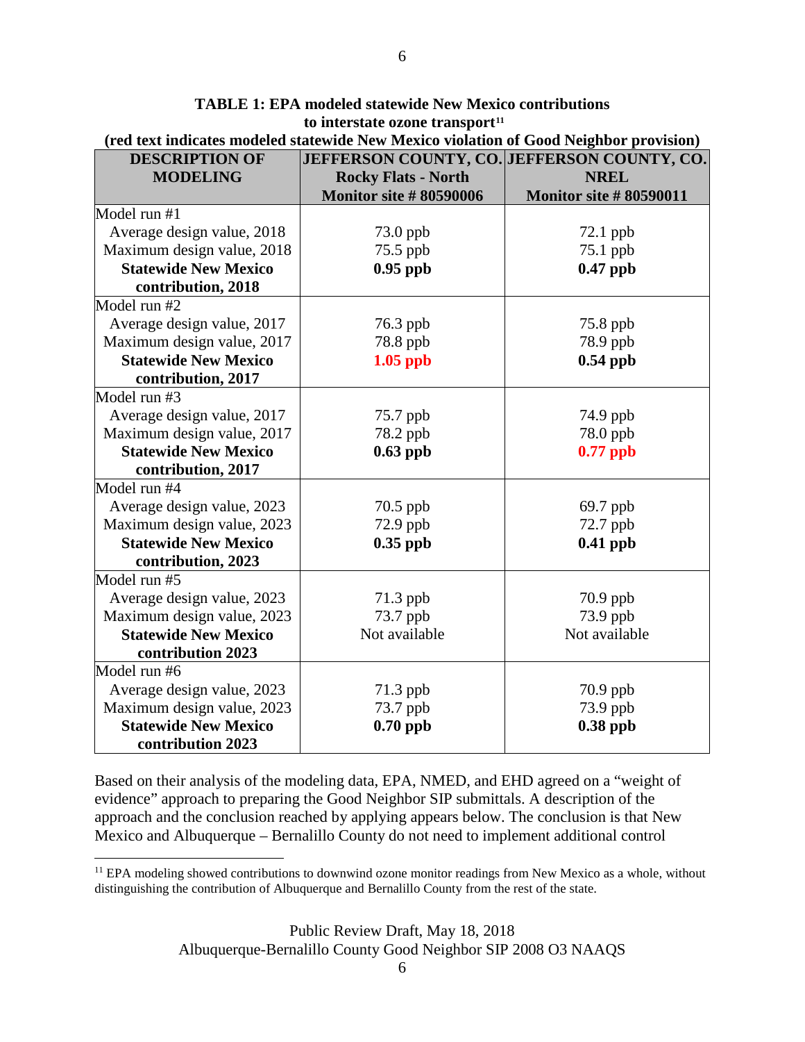**TABLE 1: EPA modeled statewide New Mexico contributions to interstate ozone transport[11]**

**(red text indicates modeled statewide New Mexico violation of Good Neighbor provision)**

| DESCRIPTION OF MODELING | JEFFERSON COUNTY, CO. Rocky Flats - North Monitor site # 80590006 | JEFFERSON COUNTY, CO. NREL Monitor site # 80590011 |
|---|---|---|
| Model run #1 | | |
| Average design value, 2018 | 73.0 ppb | 72.1 ppb |
| Maximum design value, 2018 | 75.5 ppb | 75.1 ppb |
| **Statewide New Mexico contribution, 2018** | **0.95 ppb** | **0.47 ppb** |
| Model run #2 | | |
| Average design value, 2017 | 76.3 ppb | 75.8 ppb |
| Maximum design value, 2017 | 78.8 ppb | 78.9 ppb |
| **Statewide New Mexico contribution, 2017** | **1.05 ppb** | **0.54 ppb** |
| Model run #3 | | |
| Average design value, 2017 | 75.7 ppb | 74.9 ppb |
| Maximum design value, 2017 | 78.2 ppb | 78.0 ppb |
| **Statewide New Mexico contribution, 2017** | **0.63 ppb** | **0.77 ppb** |
| Model run #4 | | |
| Average design value, 2023 | 70.5 ppb | 69.7 ppb |
| Maximum design value, 2023 | 72.9 ppb | 72.7 ppb |
| **Statewide New Mexico contribution, 2023** | **0.35 ppb** | **0.41 ppb** |
| Model run #5 | | |
| Average design value, 2023 | 71.3 ppb | 70.9 ppb |
| Maximum design value, 2023 | 73.7 ppb | 73.9 ppb |
| **Statewide New Mexico contribution 2023** | Not available | Not available |
| Model run #6 | | |
| Average design value, 2023 | 71.3 ppb | 70.9 ppb |
| Maximum design value, 2023 | 73.7 ppb | 73.9 ppb |
| **Statewide New Mexico contribution 2023** | **0.70 ppb** | **0.38 ppb** |

Based on their analysis of the modeling data, EPA, NMED, and EHD agreed on a "weight of evidence" approach to preparing the Good Neighbor SIP submittals. A description of the approach and the conclusion reached by applying appears below. The conclusion is that New Mexico and Albuquerque – Bernalillo County do not need to implement additional control

[11] EPA modeling showed contributions to downwind ozone monitor readings from New Mexico as a whole, without distinguishing the contribution of Albuquerque and Bernalillo County from the rest of the state.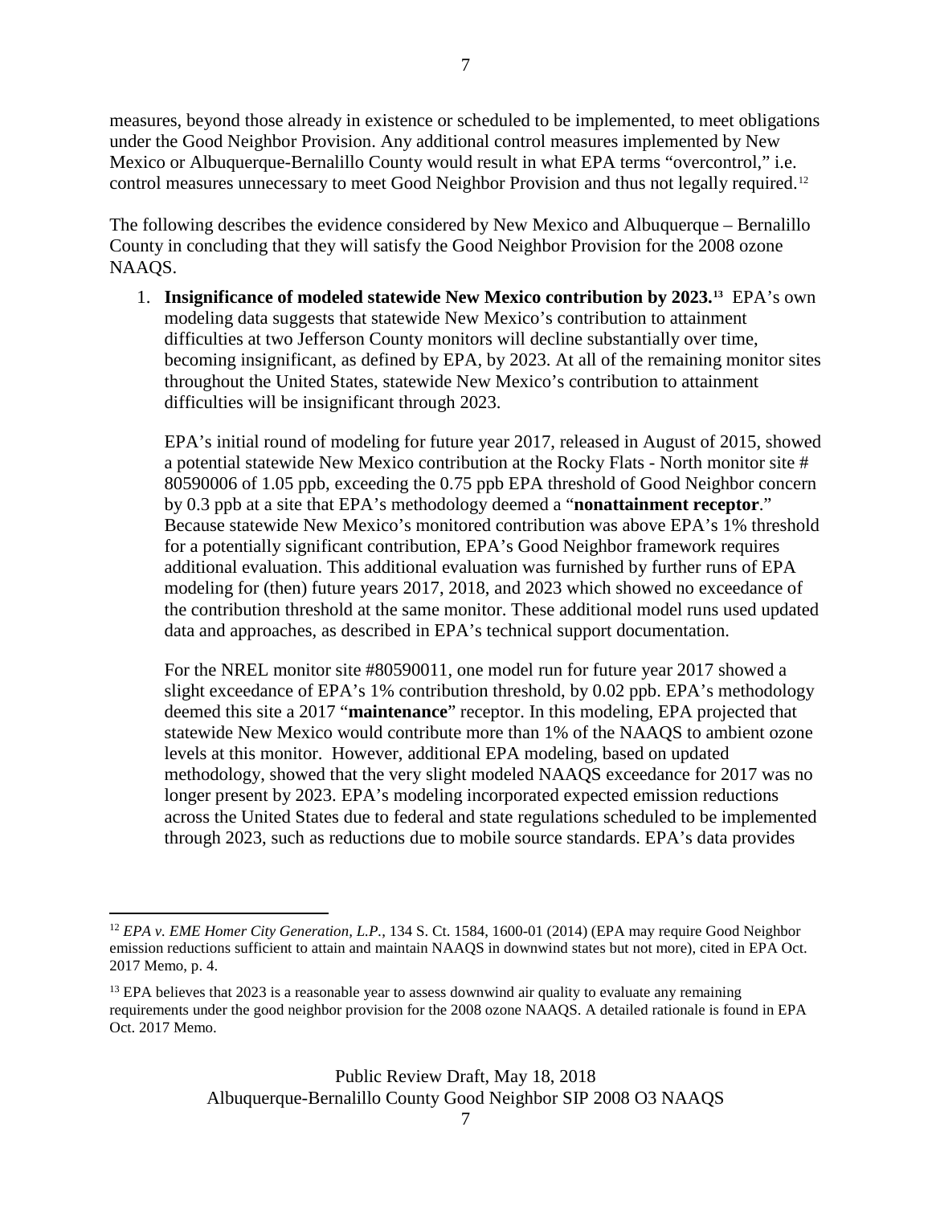measures, beyond those already in existence or scheduled to be implemented, to meet obligations under the Good Neighbor Provision. Any additional control measures implemented by New Mexico or Albuquerque-Bernalillo County would result in what EPA terms "overcontrol," i.e. control measures unnecessary to meet Good Neighbor Provision and thus not legally required.[12]

The following describes the evidence considered by New Mexico and Albuquerque – Bernalillo County in concluding that they will satisfy the Good Neighbor Provision for the 2008 ozone NAAQS.

1. **Insignificance of modeled statewide New Mexico contribution by 2023.[13]** EPA's own modeling data suggests that statewide New Mexico's contribution to attainment difficulties at two Jefferson County monitors will decline substantially over time, becoming insignificant, as defined by EPA, by 2023. At all of the remaining monitor sites throughout the United States, statewide New Mexico's contribution to attainment difficulties will be insignificant through 2023.

   EPA's initial round of modeling for future year 2017, released in August of 2015, showed a potential statewide New Mexico contribution at the Rocky Flats - North monitor site # 80590006 of 1.05 ppb, exceeding the 0.75 ppb EPA threshold of Good Neighbor concern by 0.3 ppb at a site that EPA's methodology deemed a "**nonattainment receptor**." Because statewide New Mexico's monitored contribution was above EPA's 1% threshold for a potentially significant contribution, EPA's Good Neighbor framework requires additional evaluation. This additional evaluation was furnished by further runs of EPA modeling for (then) future years 2017, 2018, and 2023 which showed no exceedance of the contribution threshold at the same monitor. These additional model runs used updated data and approaches, as described in EPA's technical support documentation.

   For the NREL monitor site #80590011, one model run for future year 2017 showed a slight exceedance of EPA's 1% contribution threshold, by 0.02 ppb. EPA's methodology deemed this site a 2017 "**maintenance**" receptor. In this modeling, EPA projected that statewide New Mexico would contribute more than 1% of the NAAQS to ambient ozone levels at this monitor. However, additional EPA modeling, based on updated methodology, showed that the very slight modeled NAAQS exceedance for 2017 was no longer present by 2023. EPA's modeling incorporated expected emission reductions across the United States due to federal and state regulations scheduled to be implemented through 2023, such as reductions due to mobile source standards. EPA's data provides

---

[12] *EPA v. EME Homer City Generation, L.P.*, 134 S. Ct. 1584, 1600-01 (2014) (EPA may require Good Neighbor emission reductions sufficient to attain and maintain NAAQS in downwind states but not more), cited in EPA Oct. 2017 Memo, p. 4.

[13] EPA believes that 2023 is a reasonable year to assess downwind air quality to evaluate any remaining requirements under the good neighbor provision for the 2008 ozone NAAQS. A detailed rationale is found in EPA Oct. 2017 Memo.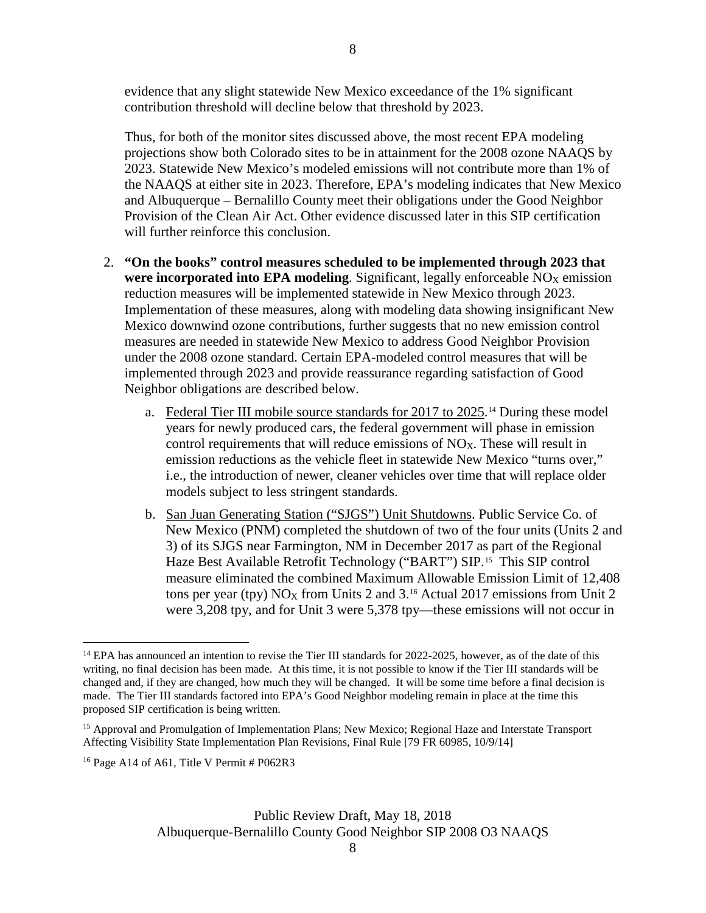evidence that any slight statewide New Mexico exceedance of the 1% significant contribution threshold will decline below that threshold by 2023.

Thus, for both of the monitor sites discussed above, the most recent EPA modeling projections show both Colorado sites to be in attainment for the 2008 ozone NAAQS by 2023. Statewide New Mexico's modeled emissions will not contribute more than 1% of the NAAQS at either site in 2023. Therefore, EPA's modeling indicates that New Mexico and Albuquerque – Bernalillo County meet their obligations under the Good Neighbor Provision of the Clean Air Act. Other evidence discussed later in this SIP certification will further reinforce this conclusion.

2. **"On the books" control measures scheduled to be implemented through 2023 that were incorporated into EPA modeling**. Significant, legally enforceable $NO_X$ emission reduction measures will be implemented statewide in New Mexico through 2023. Implementation of these measures, along with modeling data showing insignificant New Mexico downwind ozone contributions, further suggests that no new emission control measures are needed in statewide New Mexico to address Good Neighbor Provision under the 2008 ozone standard. Certain EPA-modeled control measures that will be implemented through 2023 and provide reassurance regarding satisfaction of Good Neighbor obligations are described below.

   a. Federal Tier III mobile source standards for 2017 to 2025.[14] During these model years for newly produced cars, the federal government will phase in emission control requirements that will reduce emissions of $NO_X$. These will result in emission reductions as the vehicle fleet in statewide New Mexico "turns over," i.e., the introduction of newer, cleaner vehicles over time that will replace older models subject to less stringent standards.

   b. San Juan Generating Station ("SJGS") Unit Shutdowns. Public Service Co. of New Mexico (PNM) completed the shutdown of two of the four units (Units 2 and 3) of its SJGS near Farmington, NM in December 2017 as part of the Regional Haze Best Available Retrofit Technology ("BART") SIP.[15] This SIP control measure eliminated the combined Maximum Allowable Emission Limit of 12,408 tons per year (tpy) $NO_X$ from Units 2 and 3.[16] Actual 2017 emissions from Unit 2 were 3,208 tpy, and for Unit 3 were 5,378 tpy—these emissions will not occur in

---

[14] EPA has announced an intention to revise the Tier III standards for 2022-2025, however, as of the date of this writing, no final decision has been made. At this time, it is not possible to know if the Tier III standards will be changed and, if they are changed, how much they will be changed. It will be some time before a final decision is made. The Tier III standards factored into EPA's Good Neighbor modeling remain in place at the time this proposed SIP certification is being written.

[15] Approval and Promulgation of Implementation Plans; New Mexico; Regional Haze and Interstate Transport Affecting Visibility State Implementation Plan Revisions, Final Rule [79 FR 60985, 10/9/14]

[16] Page A14 of A61, Title V Permit # P062R3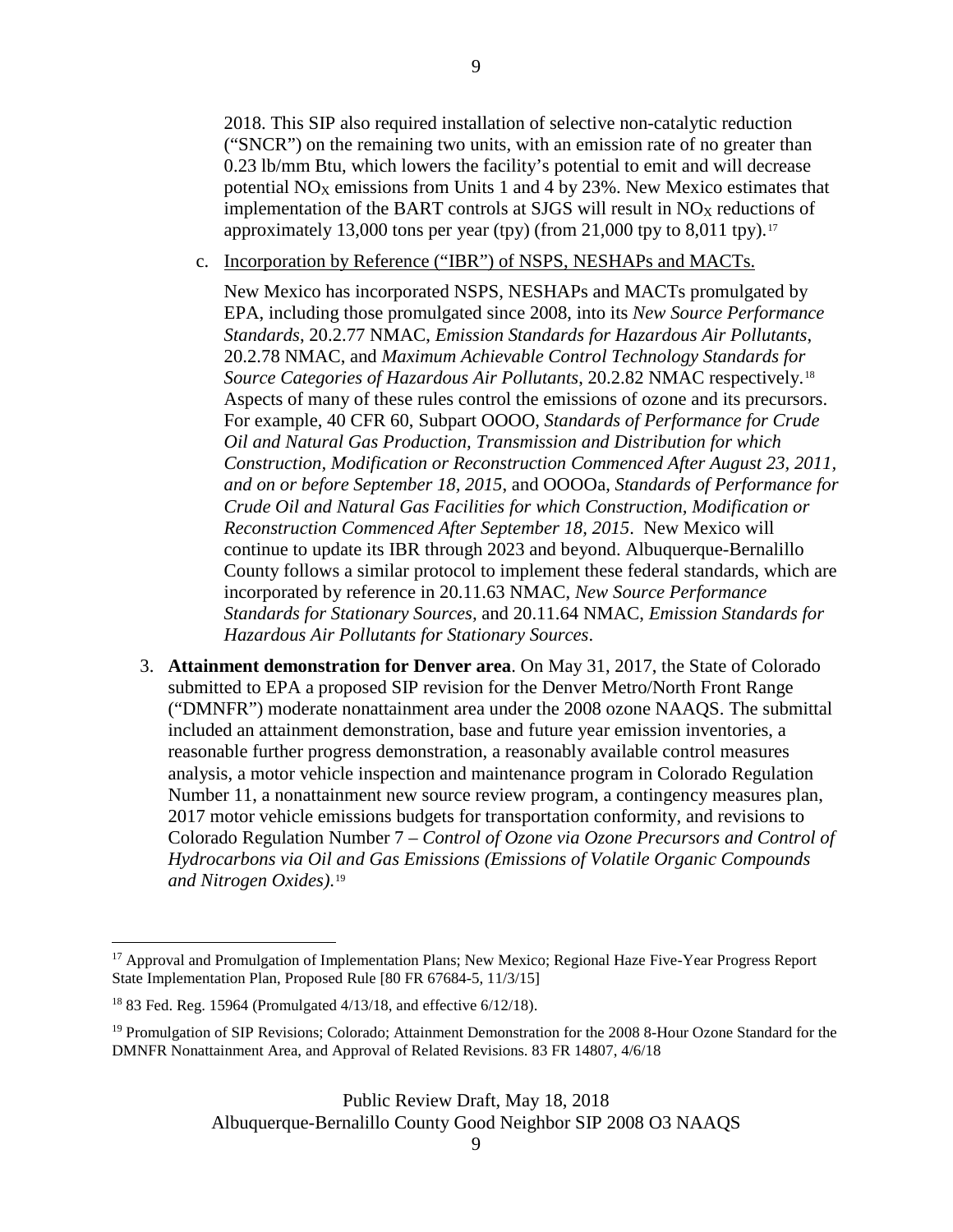2018. This SIP also required installation of selective non-catalytic reduction ("SNCR") on the remaining two units, with an emission rate of no greater than 0.23 lb/mm Btu, which lowers the facility's potential to emit and will decrease potential $NO_X$ emissions from Units 1 and 4 by 23%. New Mexico estimates that implementation of the BART controls at SJGS will result in $NO_X$ reductions of approximately 13,000 tons per year (tpy) (from 21,000 tpy to 8,011 tpy).[17]

c. Incorporation by Reference ("IBR") of NSPS, NESHAPs and MACTs.

New Mexico has incorporated NSPS, NESHAPs and MACTs promulgated by EPA, including those promulgated since 2008, into its *New Source Performance Standards*, 20.2.77 NMAC, *Emission Standards for Hazardous Air Pollutants*, 20.2.78 NMAC, and *Maximum Achievable Control Technology Standards for Source Categories of Hazardous Air Pollutants*, 20.2.82 NMAC respectively.[18] Aspects of many of these rules control the emissions of ozone and its precursors. For example, 40 CFR 60, Subpart OOOO, *Standards of Performance for Crude Oil and Natural Gas Production, Transmission and Distribution for which Construction, Modification or Reconstruction Commenced After August 23, 2011, and on or before September 18, 2015*, and OOOOa, *Standards of Performance for Crude Oil and Natural Gas Facilities for which Construction, Modification or Reconstruction Commenced After September 18, 2015*. New Mexico will continue to update its IBR through 2023 and beyond. Albuquerque-Bernalillo County follows a similar protocol to implement these federal standards, which are incorporated by reference in 20.11.63 NMAC, *New Source Performance Standards for Stationary Sources*, and 20.11.64 NMAC, *Emission Standards for Hazardous Air Pollutants for Stationary Sources*.

3. **Attainment demonstration for Denver area**. On May 31, 2017, the State of Colorado submitted to EPA a proposed SIP revision for the Denver Metro/North Front Range ("DMNFR") moderate nonattainment area under the 2008 ozone NAAQS. The submittal included an attainment demonstration, base and future year emission inventories, a reasonable further progress demonstration, a reasonably available control measures analysis, a motor vehicle inspection and maintenance program in Colorado Regulation Number 11, a nonattainment new source review program, a contingency measures plan, 2017 motor vehicle emissions budgets for transportation conformity, and revisions to Colorado Regulation Number 7 – *Control of Ozone via Ozone Precursors and Control of Hydrocarbons via Oil and Gas Emissions (Emissions of Volatile Organic Compounds and Nitrogen Oxides).*[19]

---

[17] Approval and Promulgation of Implementation Plans; New Mexico; Regional Haze Five-Year Progress Report State Implementation Plan, Proposed Rule [80 FR 67684-5, 11/3/15]

[18] 83 Fed. Reg. 15964 (Promulgated 4/13/18, and effective 6/12/18).

[19] Promulgation of SIP Revisions; Colorado; Attainment Demonstration for the 2008 8-Hour Ozone Standard for the DMNFR Nonattainment Area, and Approval of Related Revisions. 83 FR 14807, 4/6/18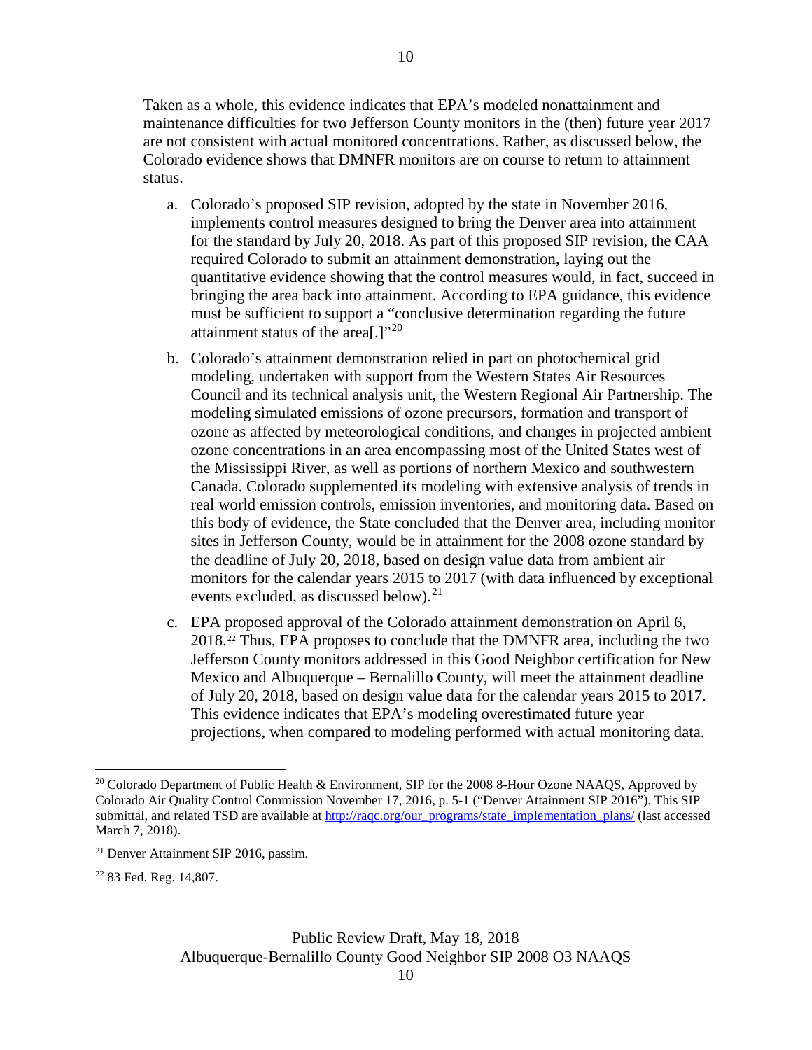Taken as a whole, this evidence indicates that EPA's modeled nonattainment and maintenance difficulties for two Jefferson County monitors in the (then) future year 2017 are not consistent with actual monitored concentrations. Rather, as discussed below, the Colorado evidence shows that DMNFR monitors are on course to return to attainment status.

a. Colorado's proposed SIP revision, adopted by the state in November 2016, implements control measures designed to bring the Denver area into attainment for the standard by July 20, 2018. As part of this proposed SIP revision, the CAA required Colorado to submit an attainment demonstration, laying out the quantitative evidence showing that the control measures would, in fact, succeed in bringing the area back into attainment. According to EPA guidance, this evidence must be sufficient to support a "conclusive determination regarding the future attainment status of the area[.]"[20]

b. Colorado's attainment demonstration relied in part on photochemical grid modeling, undertaken with support from the Western States Air Resources Council and its technical analysis unit, the Western Regional Air Partnership. The modeling simulated emissions of ozone precursors, formation and transport of ozone as affected by meteorological conditions, and changes in projected ambient ozone concentrations in an area encompassing most of the United States west of the Mississippi River, as well as portions of northern Mexico and southwestern Canada. Colorado supplemented its modeling with extensive analysis of trends in real world emission controls, emission inventories, and monitoring data. Based on this body of evidence, the State concluded that the Denver area, including monitor sites in Jefferson County, would be in attainment for the 2008 ozone standard by the deadline of July 20, 2018, based on design value data from ambient air monitors for the calendar years 2015 to 2017 (with data influenced by exceptional events excluded, as discussed below).[21]

c. EPA proposed approval of the Colorado attainment demonstration on April 6, 2018.[22] Thus, EPA proposes to conclude that the DMNFR area, including the two Jefferson County monitors addressed in this Good Neighbor certification for New Mexico and Albuquerque – Bernalillo County, will meet the attainment deadline of July 20, 2018, based on design value data for the calendar years 2015 to 2017. This evidence indicates that EPA's modeling overestimated future year projections, when compared to modeling performed with actual monitoring data.

---

[20] Colorado Department of Public Health & Environment, SIP for the 2008 8-Hour Ozone NAAQS, Approved by Colorado Air Quality Control Commission November 17, 2016, p. 5-1 ("Denver Attainment SIP 2016"). This SIP submittal, and related TSD are available at http://raqc.org/our_programs/state_implementation_plans/ (last accessed March 7, 2018).

[21] Denver Attainment SIP 2016, passim.

[22] 83 Fed. Reg. 14,807.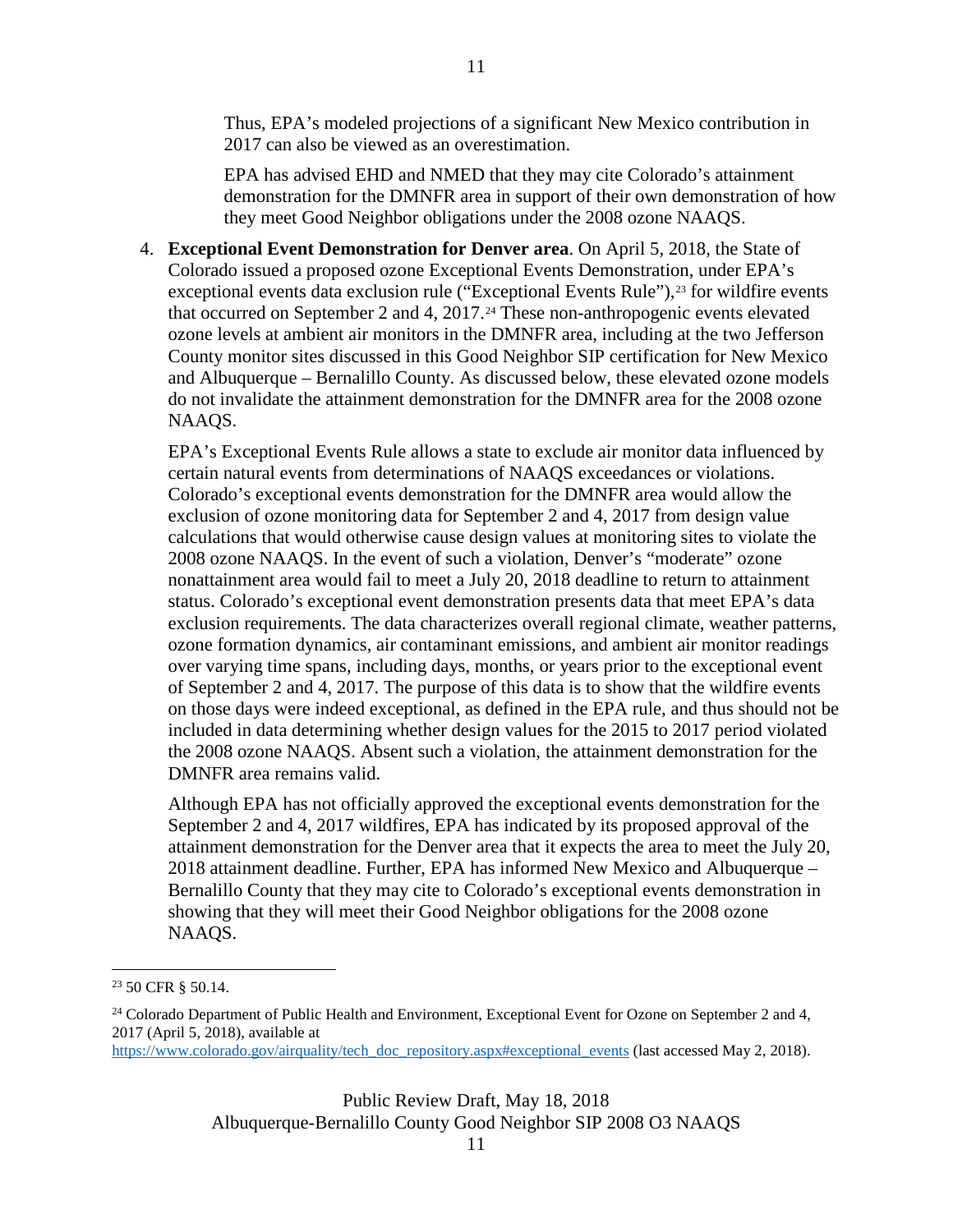Thus, EPA's modeled projections of a significant New Mexico contribution in 2017 can also be viewed as an overestimation.

EPA has advised EHD and NMED that they may cite Colorado's attainment demonstration for the DMNFR area in support of their own demonstration of how they meet Good Neighbor obligations under the 2008 ozone NAAQS.

4. **Exceptional Event Demonstration for Denver area**. On April 5, 2018, the State of Colorado issued a proposed ozone Exceptional Events Demonstration, under EPA's exceptional events data exclusion rule ("Exceptional Events Rule"),[23] for wildfire events that occurred on September 2 and 4, 2017.[24] These non-anthropogenic events elevated ozone levels at ambient air monitors in the DMNFR area, including at the two Jefferson County monitor sites discussed in this Good Neighbor SIP certification for New Mexico and Albuquerque – Bernalillo County. As discussed below, these elevated ozone models do not invalidate the attainment demonstration for the DMNFR area for the 2008 ozone NAAQS.

   EPA's Exceptional Events Rule allows a state to exclude air monitor data influenced by certain natural events from determinations of NAAQS exceedances or violations. Colorado's exceptional events demonstration for the DMNFR area would allow the exclusion of ozone monitoring data for September 2 and 4, 2017 from design value calculations that would otherwise cause design values at monitoring sites to violate the 2008 ozone NAAQS. In the event of such a violation, Denver's "moderate" ozone nonattainment area would fail to meet a July 20, 2018 deadline to return to attainment status. Colorado's exceptional event demonstration presents data that meet EPA's data exclusion requirements. The data characterizes overall regional climate, weather patterns, ozone formation dynamics, air contaminant emissions, and ambient air monitor readings over varying time spans, including days, months, or years prior to the exceptional event of September 2 and 4, 2017. The purpose of this data is to show that the wildfire events on those days were indeed exceptional, as defined in the EPA rule, and thus should not be included in data determining whether design values for the 2015 to 2017 period violated the 2008 ozone NAAQS. Absent such a violation, the attainment demonstration for the DMNFR area remains valid.

   Although EPA has not officially approved the exceptional events demonstration for the September 2 and 4, 2017 wildfires, EPA has indicated by its proposed approval of the attainment demonstration for the Denver area that it expects the area to meet the July 20, 2018 attainment deadline. Further, EPA has informed New Mexico and Albuquerque – Bernalillo County that they may cite to Colorado's exceptional events demonstration in showing that they will meet their Good Neighbor obligations for the 2008 ozone NAAQS.

---

[23] 50 CFR § 50.14.

[24] Colorado Department of Public Health and Environment, Exceptional Event for Ozone on September 2 and 4, 2017 (April 5, 2018), available at https://www.colorado.gov/airquality/tech_doc_repository.aspx#exceptional_events (last accessed May 2, 2018).

Public Review Draft, May 18, 2018
Albuquerque-Bernalillo County Good Neighbor SIP 2008 O3 NAAQS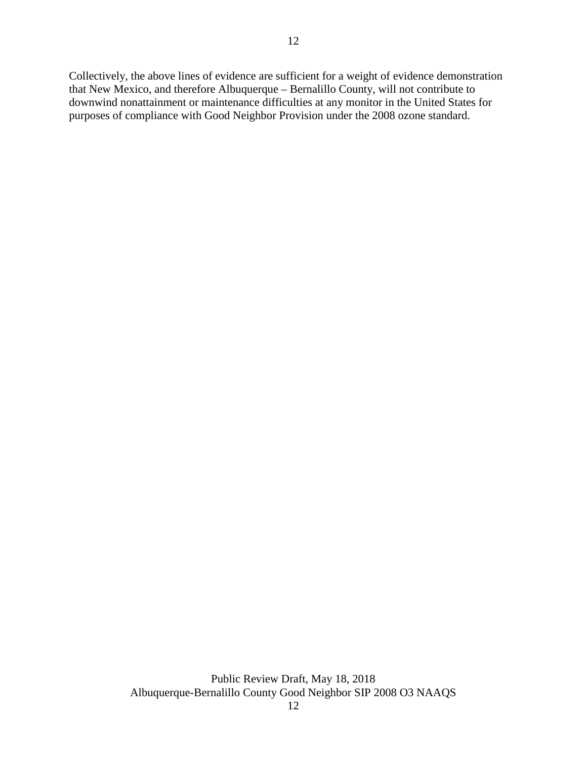Collectively, the above lines of evidence are sufficient for a weight of evidence demonstration that New Mexico, and therefore Albuquerque – Bernalillo County, will not contribute to downwind nonattainment or maintenance difficulties at any monitor in the United States for purposes of compliance with Good Neighbor Provision under the 2008 ozone standard.